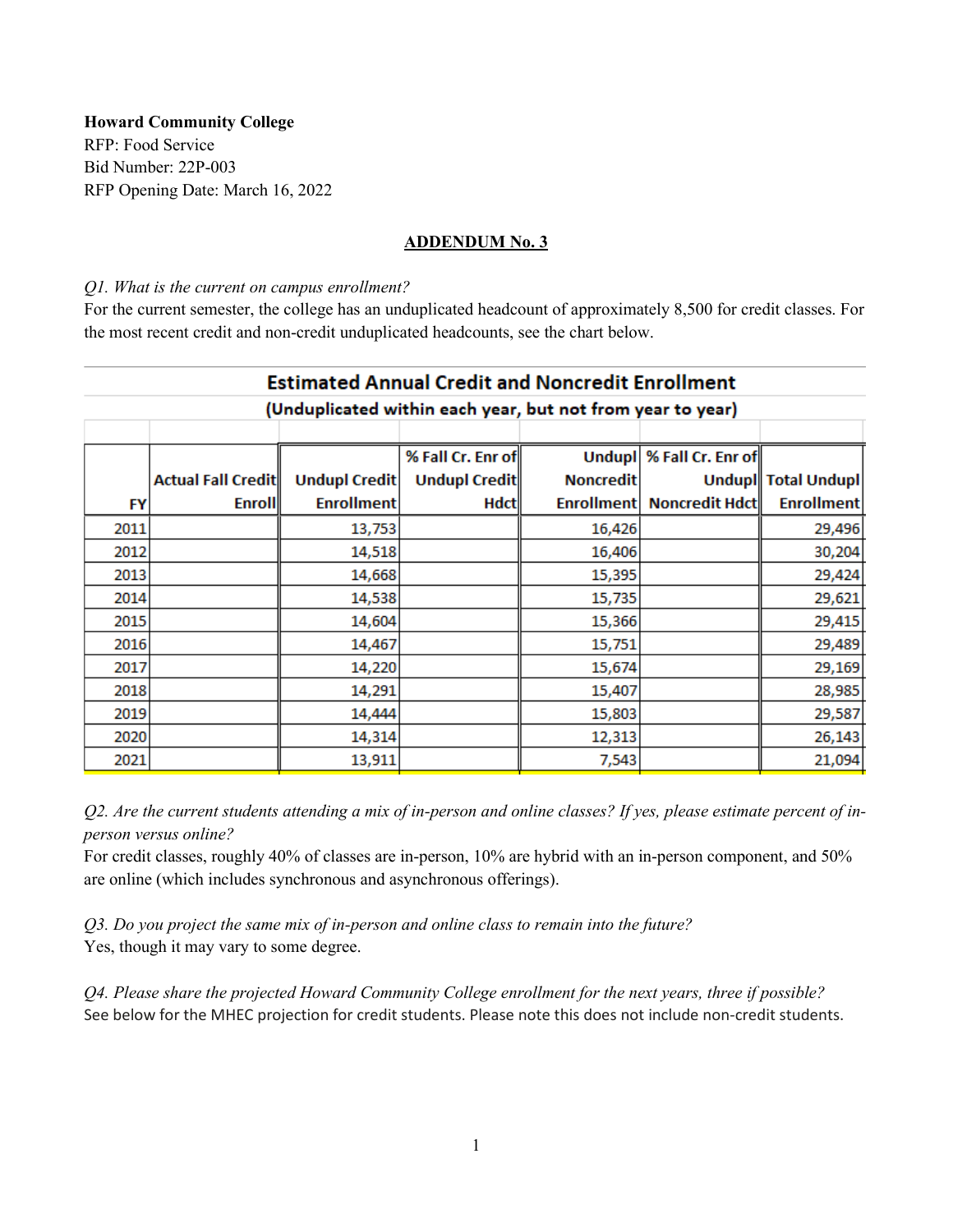**Howard Community College**
RFP: Food Service
Bid Number: 22P-003
RFP Opening Date: March 16, 2022

## ADDENDUM No. 3

*Q1. What is the current on campus enrollment?*
For the current semester, the college has an unduplicated headcount of approximately 8,500 for credit classes. For the most recent credit and non-credit unduplicated headcounts, see the chart below.

**Estimated Annual Credit and Noncredit Enrollment**
**(Unduplicated within each year, but not from year to year)**

| FY | Actual Fall Credit Enroll | Undupl Credit Enrollment | % Fall Cr. Enr of Undupl Credit Hdct | Undupl Noncredit Enrollment | % Fall Cr. Enr of Undupl Noncredit Hdct | Total Undupl Enrollment |
|---|---|---|---|---|---|---|
| 2011 | | 13,753 | | 16,426 | | 29,496 |
| 2012 | | 14,518 | | 16,406 | | 30,204 |
| 2013 | | 14,668 | | 15,395 | | 29,424 |
| 2014 | | 14,538 | | 15,735 | | 29,621 |
| 2015 | | 14,604 | | 15,366 | | 29,415 |
| 2016 | | 14,467 | | 15,751 | | 29,489 |
| 2017 | | 14,220 | | 15,674 | | 29,169 |
| 2018 | | 14,291 | | 15,407 | | 28,985 |
| 2019 | | 14,444 | | 15,803 | | 29,587 |
| 2020 | | 14,314 | | 12,313 | | 26,143 |
| 2021 | | 13,911 | | 7,543 | | 21,094 |

*Q2. Are the current students attending a mix of in-person and online classes? If yes, please estimate percent of in-person versus online?*
For credit classes, roughly 40% of classes are in-person, 10% are hybrid with an in-person component, and 50% are online (which includes synchronous and asynchronous offerings).

*Q3. Do you project the same mix of in-person and online class to remain into the future?*
Yes, though it may vary to some degree.

*Q4. Please share the projected Howard Community College enrollment for the next years, three if possible?*
See below for the MHEC projection for credit students. Please note this does not include non-credit students.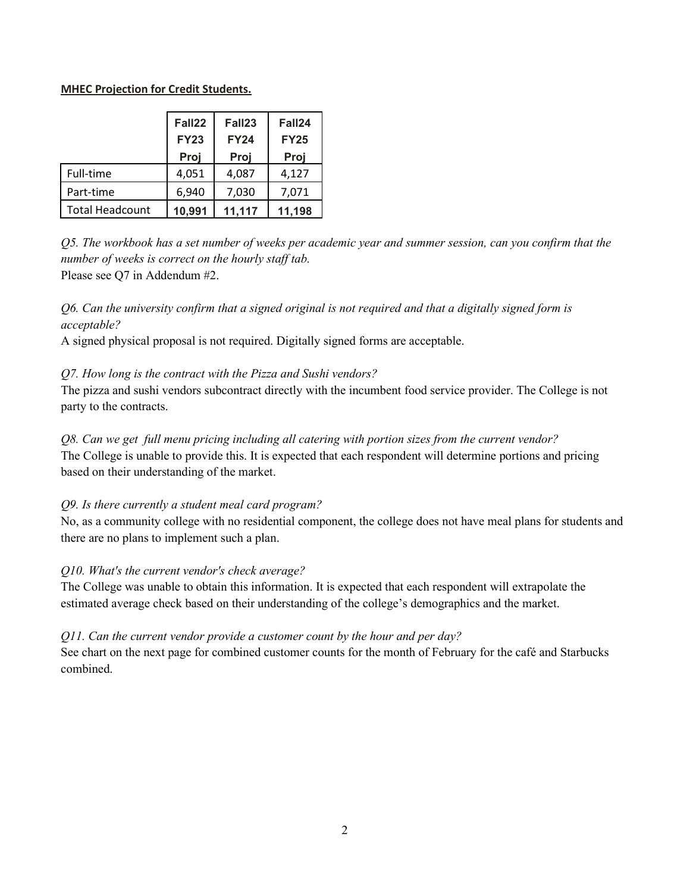**MHEC Projection for Credit Students.**

| | Fall22 FY23 Proj | Fall23 FY24 Proj | Fall24 FY25 Proj |
|---|---|---|---|
| Full-time | 4,051 | 4,087 | 4,127 |
| Part-time | 6,940 | 7,030 | 7,071 |
| Total Headcount | **10,991** | **11,117** | **11,198** |

*Q5. The workbook has a set number of weeks per academic year and summer session, can you confirm that the number of weeks is correct on the hourly staff tab.*
Please see Q7 in Addendum #2.

*Q6. Can the university confirm that a signed original is not required and that a digitally signed form is acceptable?*
A signed physical proposal is not required. Digitally signed forms are acceptable.

*Q7. How long is the contract with the Pizza and Sushi vendors?*
The pizza and sushi vendors subcontract directly with the incumbent food service provider. The College is not party to the contracts.

*Q8. Can we get full menu pricing including all catering with portion sizes from the current vendor?*
The College is unable to provide this. It is expected that each respondent will determine portions and pricing based on their understanding of the market.

*Q9. Is there currently a student meal card program?*
No, as a community college with no residential component, the college does not have meal plans for students and there are no plans to implement such a plan.

*Q10. What's the current vendor's check average?*
The College was unable to obtain this information. It is expected that each respondent will extrapolate the estimated average check based on their understanding of the college's demographics and the market.

*Q11. Can the current vendor provide a customer count by the hour and per day?*
See chart on the next page for combined customer counts for the month of February for the café and Starbucks combined.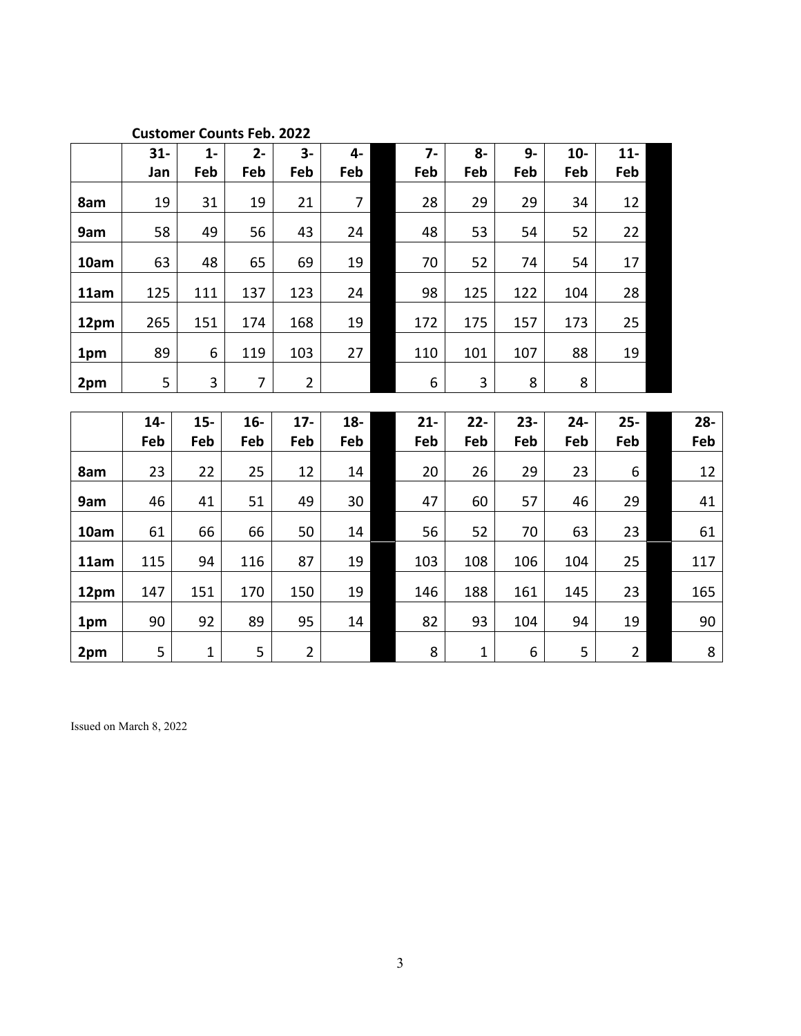**Customer Counts Feb. 2022**

| | 31-Jan | 1-Feb | 2-Feb | 3-Feb | 4-Feb | | 7-Feb | 8-Feb | 9-Feb | 10-Feb | 11-Feb | |
|---|---|---|---|---|---|---|---|---|---|---|---|---|
| **8am** | 19 | 31 | 19 | 21 | 7 | | 28 | 29 | 29 | 34 | 12 | |
| **9am** | 58 | 49 | 56 | 43 | 24 | | 48 | 53 | 54 | 52 | 22 | |
| **10am** | 63 | 48 | 65 | 69 | 19 | | 70 | 52 | 74 | 54 | 17 | |
| **11am** | 125 | 111 | 137 | 123 | 24 | | 98 | 125 | 122 | 104 | 28 | |
| **12pm** | 265 | 151 | 174 | 168 | 19 | | 172 | 175 | 157 | 173 | 25 | |
| **1pm** | 89 | 6 | 119 | 103 | 27 | | 110 | 101 | 107 | 88 | 19 | |
| **2pm** | 5 | 3 | 7 | 2 | | | 6 | 3 | 8 | 8 | | |

| | 14-Feb | 15-Feb | 16-Feb | 17-Feb | 18-Feb | | 21-Feb | 22-Feb | 23-Feb | 24-Feb | 25-Feb | | 28-Feb |
|---|---|---|---|---|---|---|---|---|---|---|---|---|---|
| **8am** | 23 | 22 | 25 | 12 | 14 | | 20 | 26 | 29 | 23 | 6 | | 12 |
| **9am** | 46 | 41 | 51 | 49 | 30 | | 47 | 60 | 57 | 46 | 29 | | 41 |
| **10am** | 61 | 66 | 66 | 50 | 14 | | 56 | 52 | 70 | 63 | 23 | | 61 |
| **11am** | 115 | 94 | 116 | 87 | 19 | | 103 | 108 | 106 | 104 | 25 | | 117 |
| **12pm** | 147 | 151 | 170 | 150 | 19 | | 146 | 188 | 161 | 145 | 23 | | 165 |
| **1pm** | 90 | 92 | 89 | 95 | 14 | | 82 | 93 | 104 | 94 | 19 | | 90 |
| **2pm** | 5 | 1 | 5 | 2 | | | 8 | 1 | 6 | 5 | 2 | | 8 |

Issued on March 8, 2022